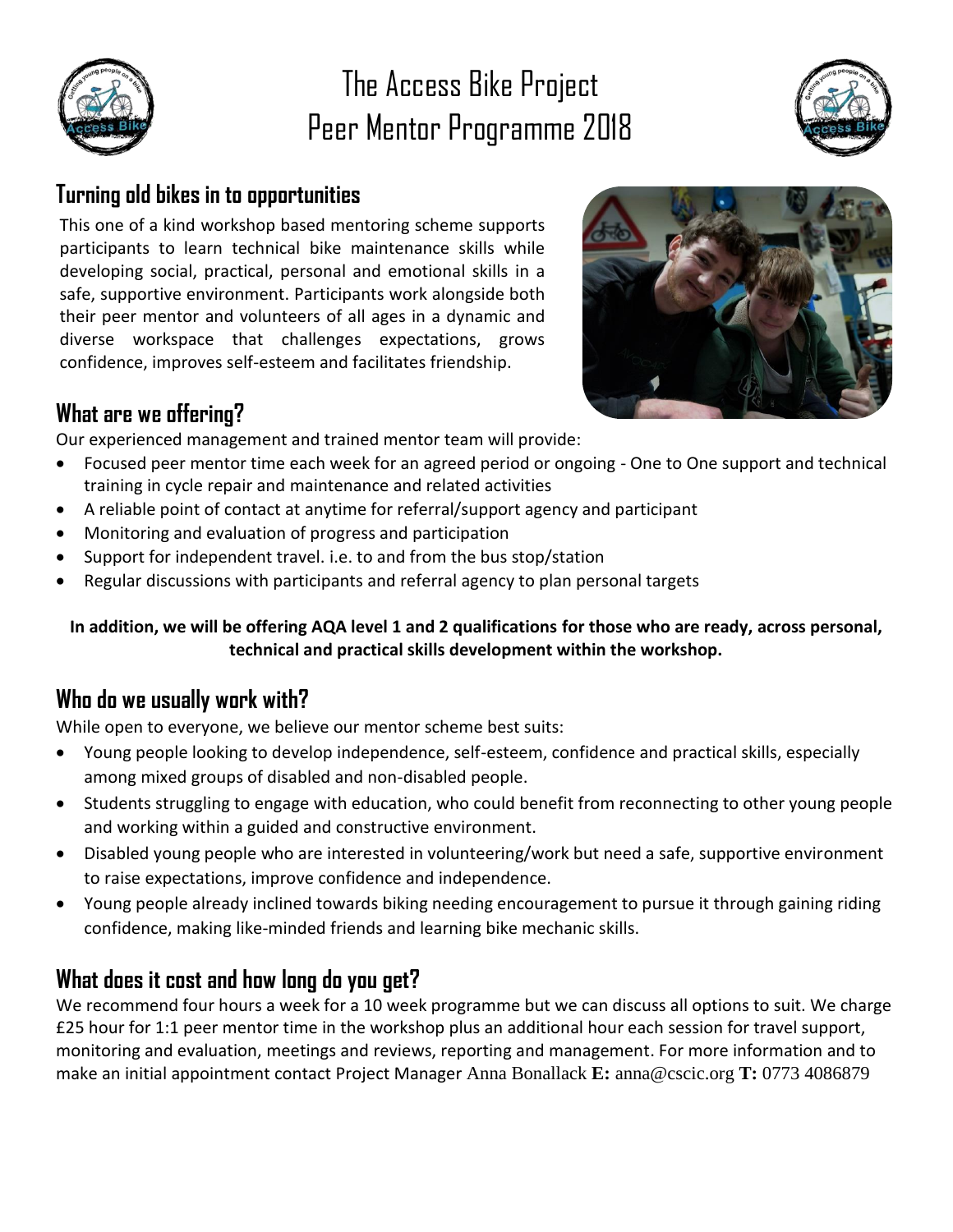# The Access Bike Project
# Peer Mentor Programme 2018

## Turning old bikes in to opportunities

This one of a kind workshop based mentoring scheme supports participants to learn technical bike maintenance skills while developing social, practical, personal and emotional skills in a safe, supportive environment. Participants work alongside both their peer mentor and volunteers of all ages in a dynamic and diverse workspace that challenges expectations, grows confidence, improves self-esteem and facilitates friendship.

## What are we offering?

Our experienced management and trained mentor team will provide:

- Focused peer mentor time each week for an agreed period or ongoing - One to One support and technical training in cycle repair and maintenance and related activities
- A reliable point of contact at anytime for referral/support agency and participant
- Monitoring and evaluation of progress and participation
- Support for independent travel. i.e. to and from the bus stop/station
- Regular discussions with participants and referral agency to plan personal targets

**In addition, we will be offering AQA level 1 and 2 qualifications for those who are ready, across personal, technical and practical skills development within the workshop.**

## Who do we usually work with?

While open to everyone, we believe our mentor scheme best suits:

- Young people looking to develop independence, self-esteem, confidence and practical skills, especially among mixed groups of disabled and non-disabled people.
- Students struggling to engage with education, who could benefit from reconnecting to other young people and working within a guided and constructive environment.
- Disabled young people who are interested in volunteering/work but need a safe, supportive environment to raise expectations, improve confidence and independence.
- Young people already inclined towards biking needing encouragement to pursue it through gaining riding confidence, making like-minded friends and learning bike mechanic skills.

## What does it cost and how long do you get?

We recommend four hours a week for a 10 week programme but we can discuss all options to suit. We charge £25 hour for 1:1 peer mentor time in the workshop plus an additional hour each session for travel support, monitoring and evaluation, meetings and reviews, reporting and management. For more information and to make an initial appointment contact Project Manager Anna Bonallack **E:** anna@cscic.org **T:** 0773 4086879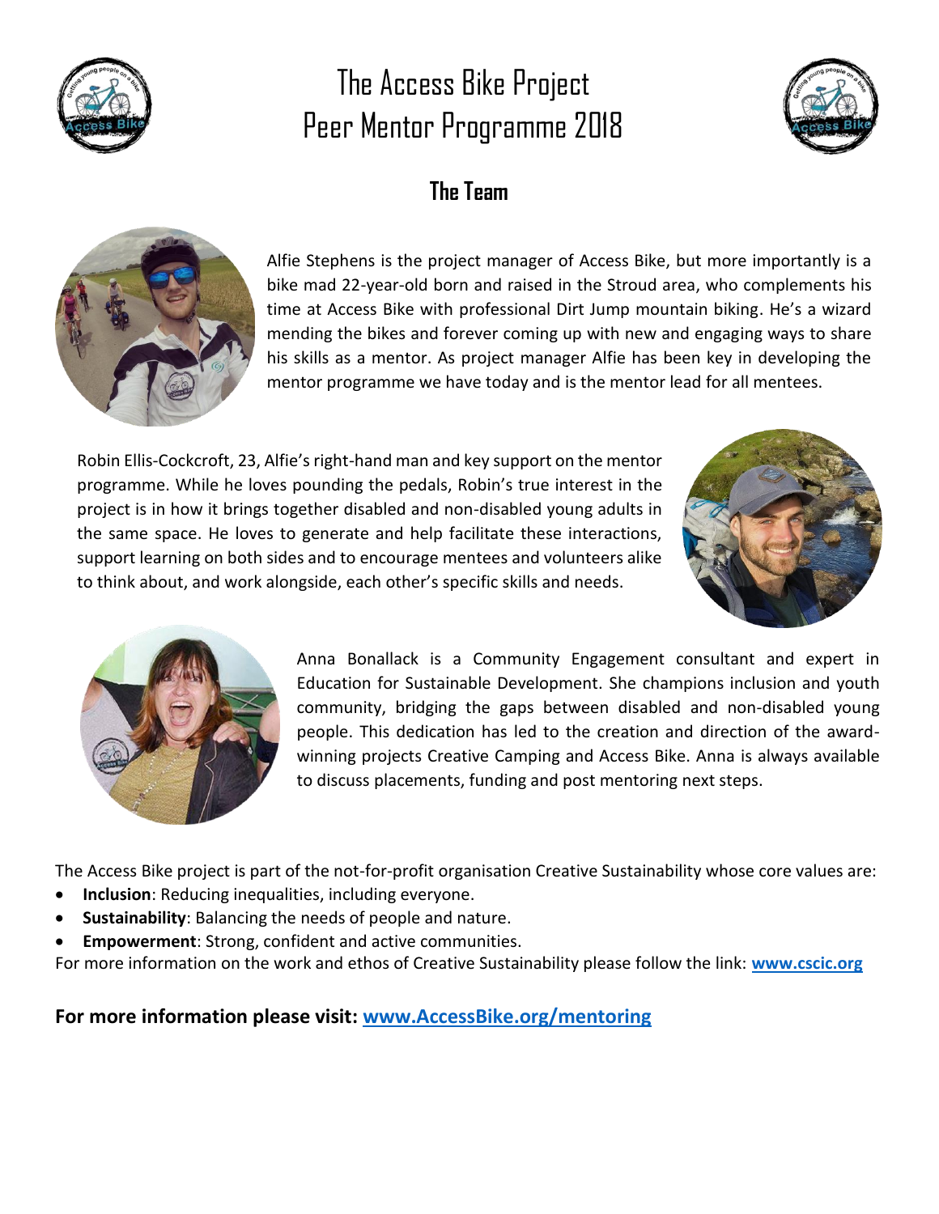# The Access Bike Project
# Peer Mentor Programme 2018

## The Team

Alfie Stephens is the project manager of Access Bike, but more importantly is a bike mad 22-year-old born and raised in the Stroud area, who complements his time at Access Bike with professional Dirt Jump mountain biking. He's a wizard mending the bikes and forever coming up with new and engaging ways to share his skills as a mentor. As project manager Alfie has been key in developing the mentor programme we have today and is the mentor lead for all mentees.

Robin Ellis-Cockcroft, 23, Alfie's right-hand man and key support on the mentor programme. While he loves pounding the pedals, Robin's true interest in the project is in how it brings together disabled and non-disabled young adults in the same space. He loves to generate and help facilitate these interactions, support learning on both sides and to encourage mentees and volunteers alike to think about, and work alongside, each other's specific skills and needs.

Anna Bonallack is a Community Engagement consultant and expert in Education for Sustainable Development. She champions inclusion and youth community, bridging the gaps between disabled and non-disabled young people. This dedication has led to the creation and direction of the award-winning projects Creative Camping and Access Bike. Anna is always available to discuss placements, funding and post mentoring next steps.

The Access Bike project is part of the not-for-profit organisation Creative Sustainability whose core values are:

- **Inclusion**: Reducing inequalities, including everyone.
- **Sustainability**: Balancing the needs of people and nature.
- **Empowerment**: Strong, confident and active communities.

For more information on the work and ethos of Creative Sustainability please follow the link: **www.cscic.org**

**For more information please visit: www.AccessBike.org/mentoring**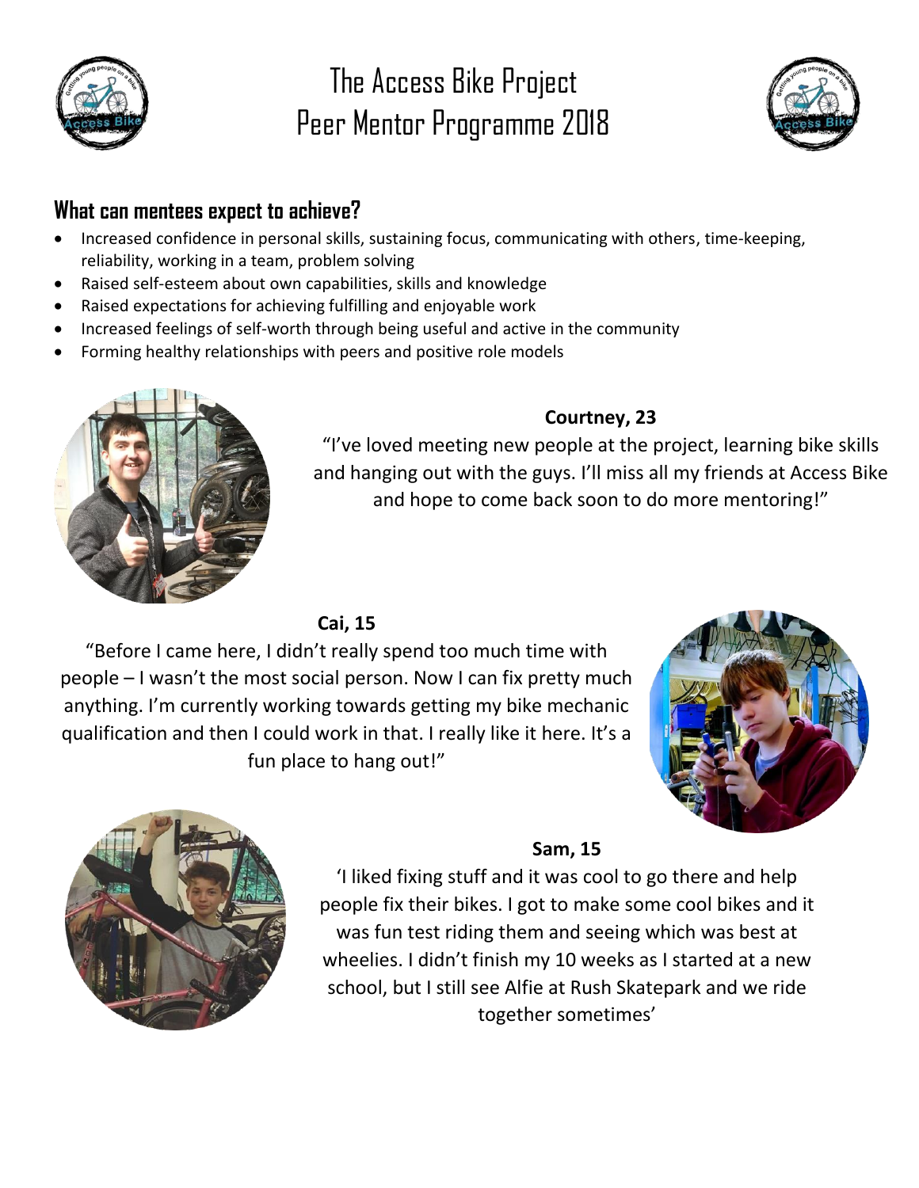# The Access Bike Project
# Peer Mentor Programme 2018

## What can mentees expect to achieve?

- Increased confidence in personal skills, sustaining focus, communicating with others, time-keeping, reliability, working in a team, problem solving
- Raised self-esteem about own capabilities, skills and knowledge
- Raised expectations for achieving fulfilling and enjoyable work
- Increased feelings of self-worth through being useful and active in the community
- Forming healthy relationships with peers and positive role models

**Courtney, 23**

"I've loved meeting new people at the project, learning bike skills and hanging out with the guys. I'll miss all my friends at Access Bike and hope to come back soon to do more mentoring!"

**Cai, 15**

"Before I came here, I didn't really spend too much time with people – I wasn't the most social person. Now I can fix pretty much anything. I'm currently working towards getting my bike mechanic qualification and then I could work in that. I really like it here. It's a fun place to hang out!"

**Sam, 15**

'I liked fixing stuff and it was cool to go there and help people fix their bikes. I got to make some cool bikes and it was fun test riding them and seeing which was best at wheelies. I didn't finish my 10 weeks as I started at a new school, but I still see Alfie at Rush Skatepark and we ride together sometimes'